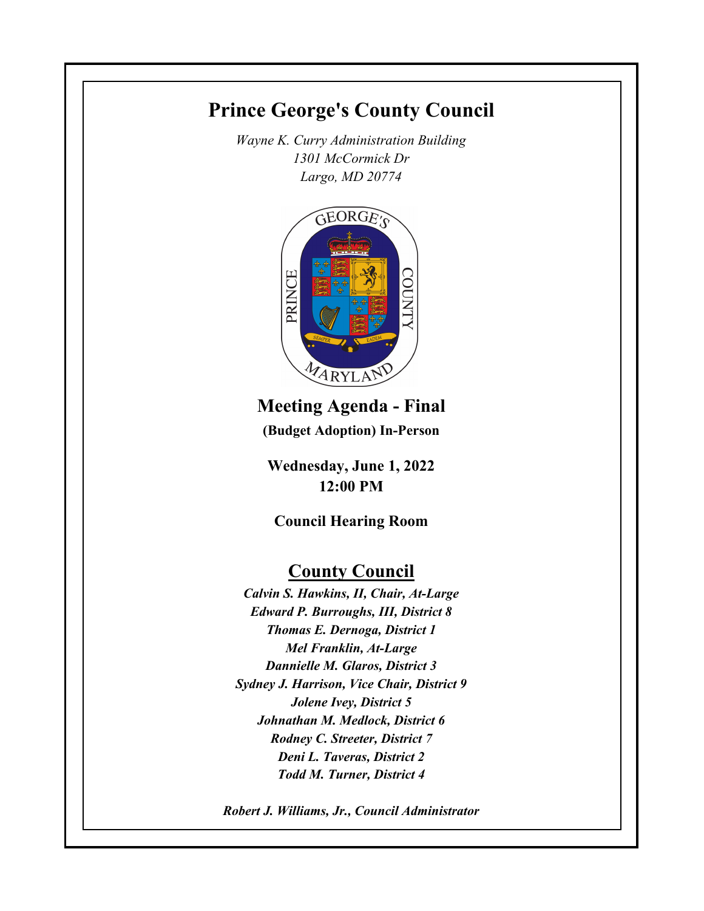# Prince George's County Council

*Wayne K. Curry Administration Building*
*1301 McCormick Dr*
*Largo, MD 20774*

## Meeting Agenda - Final

**(Budget Adoption) In-Person**

**Wednesday, June 1, 2022**
**12:00 PM**

**Council Hearing Room**

## County Council

***Calvin S. Hawkins, II, Chair, At-Large***
***Edward P. Burroughs, III, District 8***
***Thomas E. Dernoga, District 1***
***Mel Franklin, At-Large***
***Dannielle M. Glaros, District 3***
***Sydney J. Harrison, Vice Chair, District 9***
***Jolene Ivey, District 5***
***Johnathan M. Medlock, District 6***
***Rodney C. Streeter, District 7***
***Deni L. Taveras, District 2***
***Todd M. Turner, District 4***

***Robert J. Williams, Jr., Council Administrator***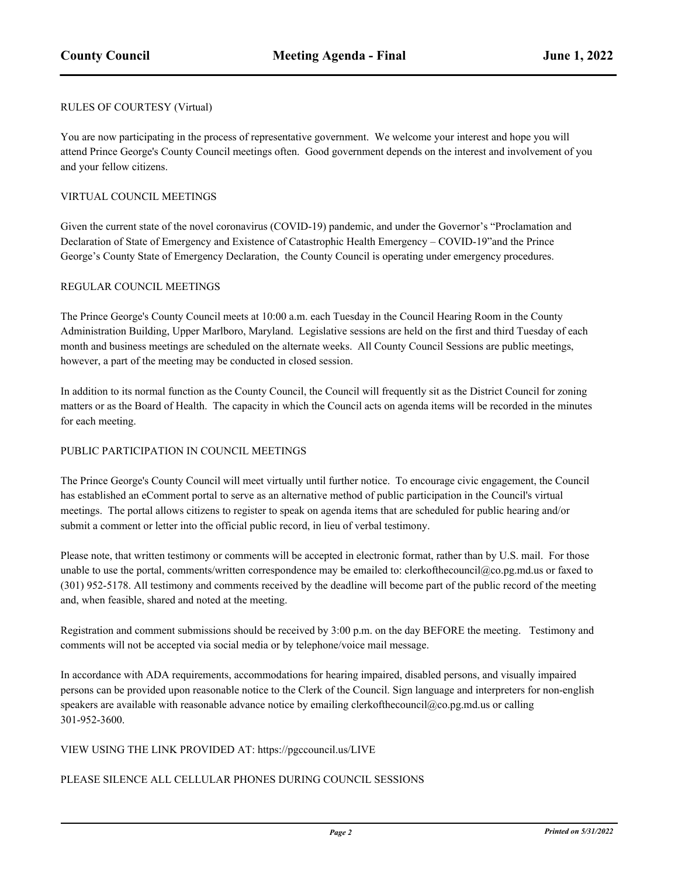RULES OF COURTESY (Virtual)

You are now participating in the process of representative government. We welcome your interest and hope you will attend Prince George's County Council meetings often. Good government depends on the interest and involvement of you and your fellow citizens.

VIRTUAL COUNCIL MEETINGS

Given the current state of the novel coronavirus (COVID-19) pandemic, and under the Governor's "Proclamation and Declaration of State of Emergency and Existence of Catastrophic Health Emergency – COVID-19"and the Prince George's County State of Emergency Declaration, the County Council is operating under emergency procedures.

REGULAR COUNCIL MEETINGS

The Prince George's County Council meets at 10:00 a.m. each Tuesday in the Council Hearing Room in the County Administration Building, Upper Marlboro, Maryland. Legislative sessions are held on the first and third Tuesday of each month and business meetings are scheduled on the alternate weeks. All County Council Sessions are public meetings, however, a part of the meeting may be conducted in closed session.

In addition to its normal function as the County Council, the Council will frequently sit as the District Council for zoning matters or as the Board of Health. The capacity in which the Council acts on agenda items will be recorded in the minutes for each meeting.

PUBLIC PARTICIPATION IN COUNCIL MEETINGS

The Prince George's County Council will meet virtually until further notice. To encourage civic engagement, the Council has established an eComment portal to serve as an alternative method of public participation in the Council's virtual meetings. The portal allows citizens to register to speak on agenda items that are scheduled for public hearing and/or submit a comment or letter into the official public record, in lieu of verbal testimony.

Please note, that written testimony or comments will be accepted in electronic format, rather than by U.S. mail. For those unable to use the portal, comments/written correspondence may be emailed to: clerkofthecouncil@co.pg.md.us or faxed to (301) 952-5178. All testimony and comments received by the deadline will become part of the public record of the meeting and, when feasible, shared and noted at the meeting.

Registration and comment submissions should be received by 3:00 p.m. on the day BEFORE the meeting. Testimony and comments will not be accepted via social media or by telephone/voice mail message.

In accordance with ADA requirements, accommodations for hearing impaired, disabled persons, and visually impaired persons can be provided upon reasonable notice to the Clerk of the Council. Sign language and interpreters for non-english speakers are available with reasonable advance notice by emailing clerkofthecouncil@co.pg.md.us or calling 301-952-3600.

VIEW USING THE LINK PROVIDED AT: https://pgccouncil.us/LIVE

PLEASE SILENCE ALL CELLULAR PHONES DURING COUNCIL SESSIONS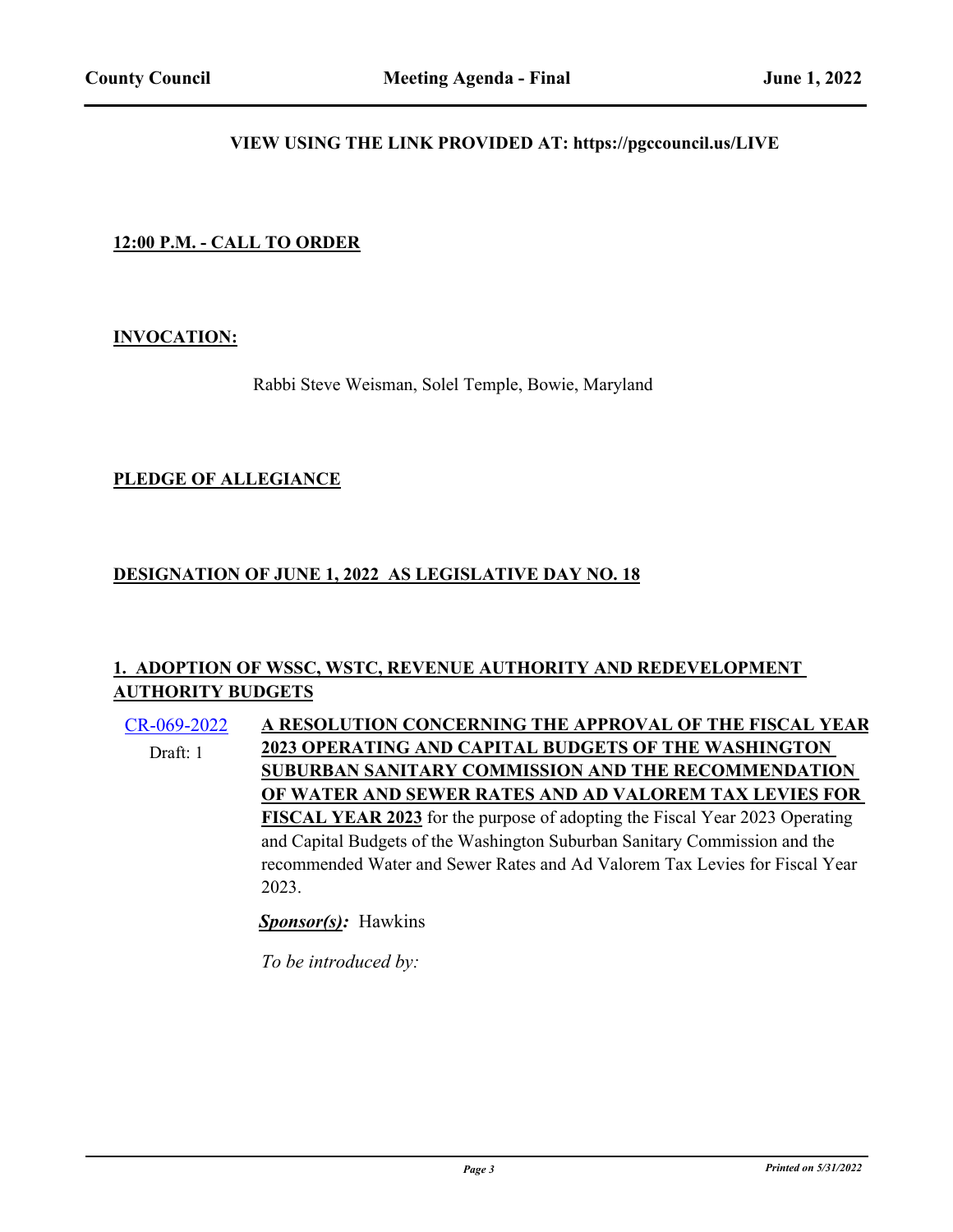**VIEW USING THE LINK PROVIDED AT: https://pgccouncil.us/LIVE**

## 12:00 P.M. - CALL TO ORDER

## INVOCATION:

Rabbi Steve Weisman, Solel Temple, Bowie, Maryland

## PLEDGE OF ALLEGIANCE

## DESIGNATION OF JUNE 1, 2022 AS LEGISLATIVE DAY NO. 18

## 1. ADOPTION OF WSSC, WSTC, REVENUE AUTHORITY AND REDEVELOPMENT AUTHORITY BUDGETS

CR-069-2022
Draft: 1

**A RESOLUTION CONCERNING THE APPROVAL OF THE FISCAL YEAR 2023 OPERATING AND CAPITAL BUDGETS OF THE WASHINGTON SUBURBAN SANITARY COMMISSION AND THE RECOMMENDATION OF WATER AND SEWER RATES AND AD VALOREM TAX LEVIES FOR FISCAL YEAR 2023** for the purpose of adopting the Fiscal Year 2023 Operating and Capital Budgets of the Washington Suburban Sanitary Commission and the recommended Water and Sewer Rates and Ad Valorem Tax Levies for Fiscal Year 2023.

***Sponsor(s):*** Hawkins

*To be introduced by:*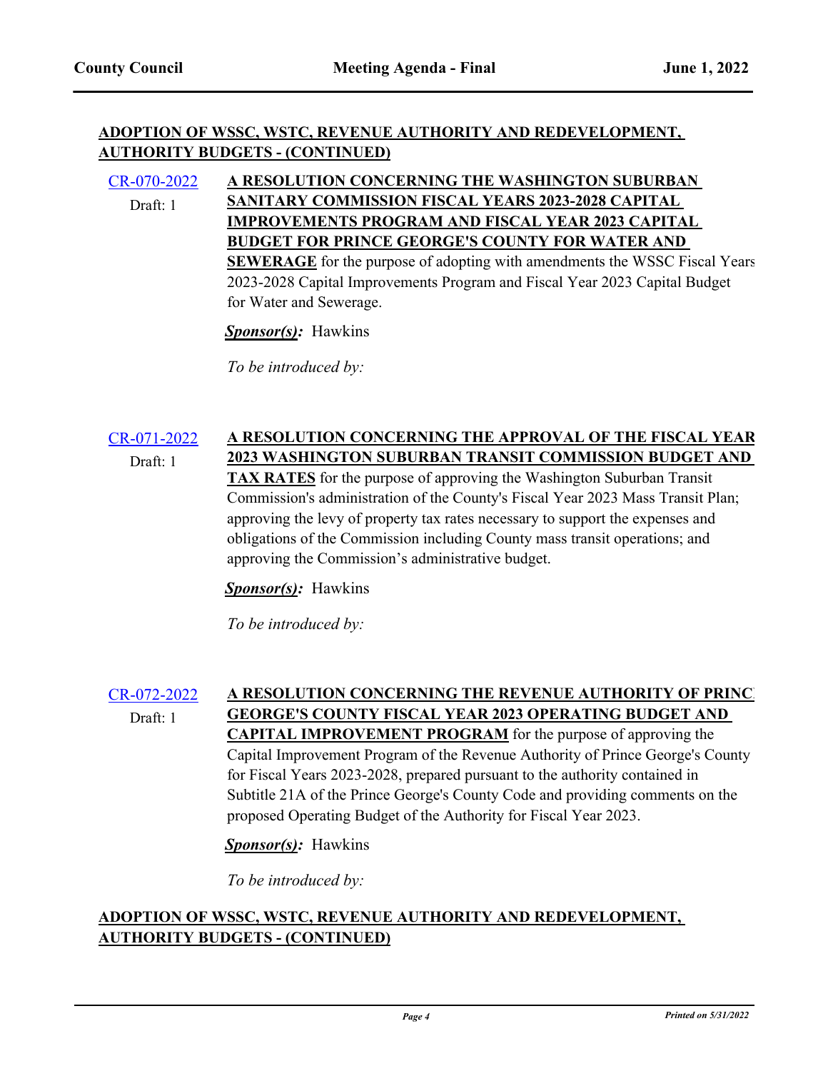## ADOPTION OF WSSC, WSTC, REVENUE AUTHORITY AND REDEVELOPMENT, AUTHORITY BUDGETS - (CONTINUED)

CR-070-2022
Draft: 1

**A RESOLUTION CONCERNING THE WASHINGTON SUBURBAN SANITARY COMMISSION FISCAL YEARS 2023-2028 CAPITAL IMPROVEMENTS PROGRAM AND FISCAL YEAR 2023 CAPITAL BUDGET FOR PRINCE GEORGE'S COUNTY FOR WATER AND SEWERAGE** for the purpose of adopting with amendments the WSSC Fiscal Years 2023-2028 Capital Improvements Program and Fiscal Year 2023 Capital Budget for Water and Sewerage.

***Sponsor(s):*** Hawkins

*To be introduced by:*

CR-071-2022
Draft: 1

**A RESOLUTION CONCERNING THE APPROVAL OF THE FISCAL YEAR 2023 WASHINGTON SUBURBAN TRANSIT COMMISSION BUDGET AND TAX RATES** for the purpose of approving the Washington Suburban Transit Commission's administration of the County's Fiscal Year 2023 Mass Transit Plan; approving the levy of property tax rates necessary to support the expenses and obligations of the Commission including County mass transit operations; and approving the Commission's administrative budget.

***Sponsor(s):*** Hawkins

*To be introduced by:*

CR-072-2022
Draft: 1

**A RESOLUTION CONCERNING THE REVENUE AUTHORITY OF PRINCE GEORGE'S COUNTY FISCAL YEAR 2023 OPERATING BUDGET AND CAPITAL IMPROVEMENT PROGRAM** for the purpose of approving the Capital Improvement Program of the Revenue Authority of Prince George's County for Fiscal Years 2023-2028, prepared pursuant to the authority contained in Subtitle 21A of the Prince George's County Code and providing comments on the proposed Operating Budget of the Authority for Fiscal Year 2023.

***Sponsor(s):*** Hawkins

*To be introduced by:*

## ADOPTION OF WSSC, WSTC, REVENUE AUTHORITY AND REDEVELOPMENT, AUTHORITY BUDGETS - (CONTINUED)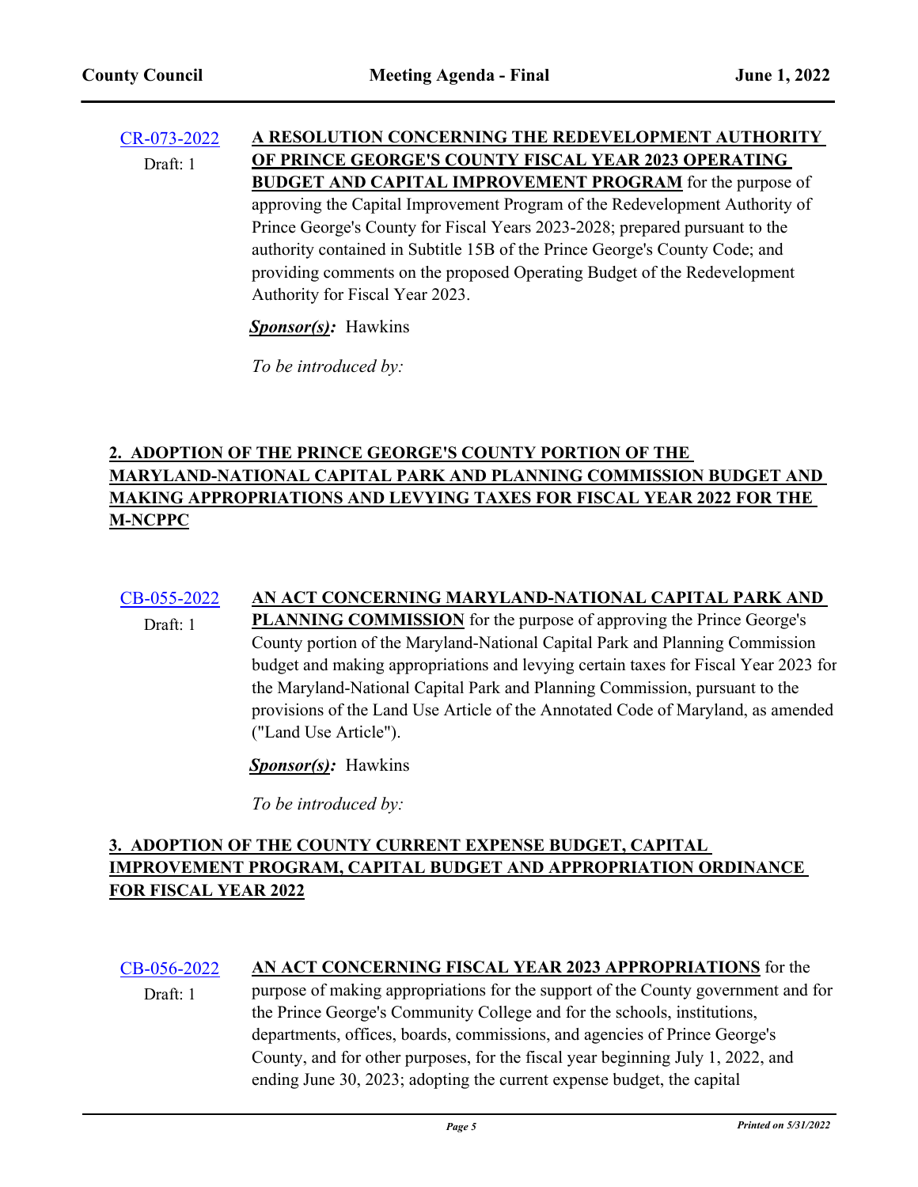CR-073-2022
Draft: 1

**A RESOLUTION CONCERNING THE REDEVELOPMENT AUTHORITY OF PRINCE GEORGE'S COUNTY FISCAL YEAR 2023 OPERATING BUDGET AND CAPITAL IMPROVEMENT PROGRAM** for the purpose of approving the Capital Improvement Program of the Redevelopment Authority of Prince George's County for Fiscal Years 2023-2028; prepared pursuant to the authority contained in Subtitle 15B of the Prince George's County Code; and providing comments on the proposed Operating Budget of the Redevelopment Authority for Fiscal Year 2023.

***Sponsor(s):*** Hawkins

*To be introduced by:*

## 2. ADOPTION OF THE PRINCE GEORGE'S COUNTY PORTION OF THE MARYLAND-NATIONAL CAPITAL PARK AND PLANNING COMMISSION BUDGET AND MAKING APPROPRIATIONS AND LEVYING TAXES FOR FISCAL YEAR 2022 FOR THE M-NCPPC

CB-055-2022
Draft: 1

**AN ACT CONCERNING MARYLAND-NATIONAL CAPITAL PARK AND PLANNING COMMISSION** for the purpose of approving the Prince George's County portion of the Maryland-National Capital Park and Planning Commission budget and making appropriations and levying certain taxes for Fiscal Year 2023 for the Maryland-National Capital Park and Planning Commission, pursuant to the provisions of the Land Use Article of the Annotated Code of Maryland, as amended ("Land Use Article").

***Sponsor(s):*** Hawkins

*To be introduced by:*

## 3. ADOPTION OF THE COUNTY CURRENT EXPENSE BUDGET, CAPITAL IMPROVEMENT PROGRAM, CAPITAL BUDGET AND APPROPRIATION ORDINANCE FOR FISCAL YEAR 2022

CB-056-2022
Draft: 1

**AN ACT CONCERNING FISCAL YEAR 2023 APPROPRIATIONS** for the purpose of making appropriations for the support of the County government and for the Prince George's Community College and for the schools, institutions, departments, offices, boards, commissions, and agencies of Prince George's County, and for other purposes, for the fiscal year beginning July 1, 2022, and ending June 30, 2023; adopting the current expense budget, the capital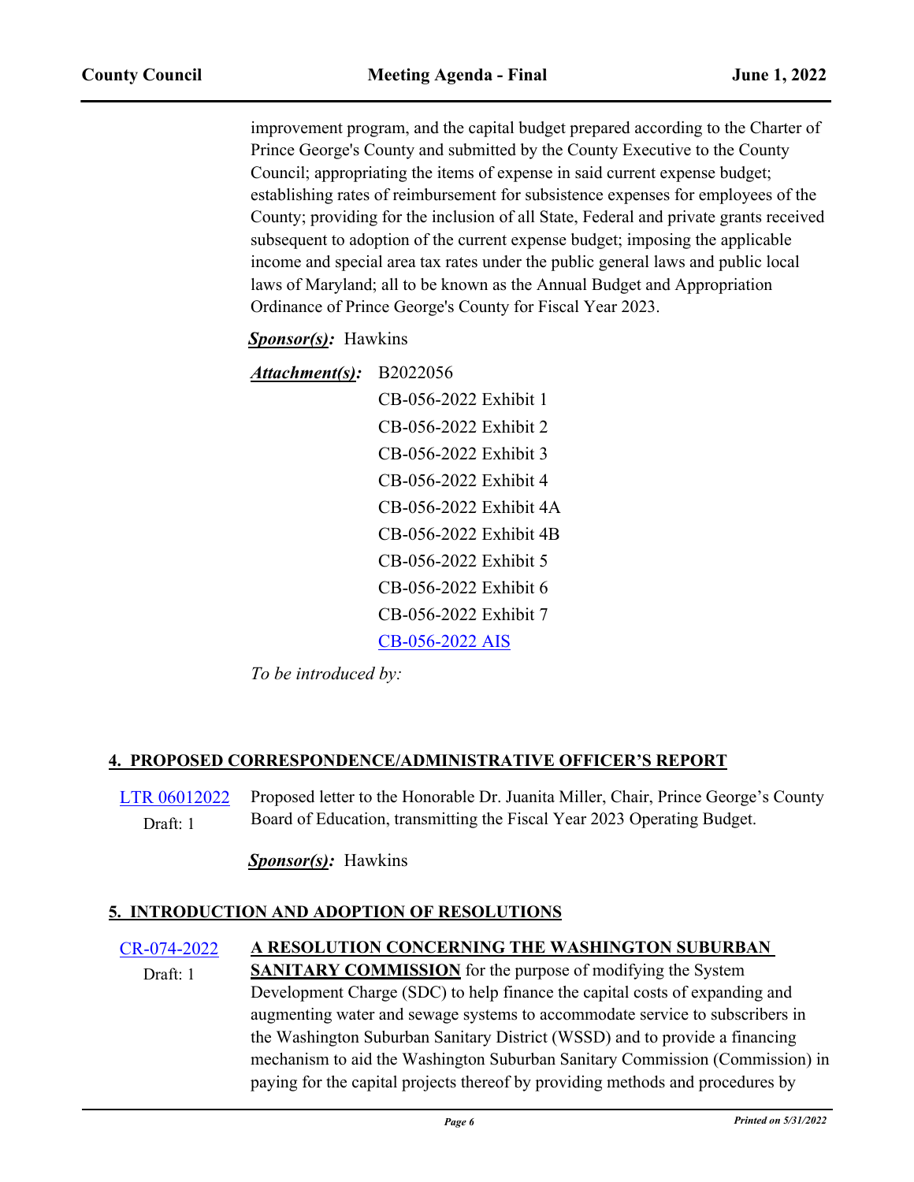improvement program, and the capital budget prepared according to the Charter of Prince George's County and submitted by the County Executive to the County Council; appropriating the items of expense in said current expense budget; establishing rates of reimbursement for subsistence expenses for employees of the County; providing for the inclusion of all State, Federal and private grants received subsequent to adoption of the current expense budget; imposing the applicable income and special area tax rates under the public general laws and public local laws of Maryland; all to be known as the Annual Budget and Appropriation Ordinance of Prince George's County for Fiscal Year 2023.

***Sponsor(s):*** Hawkins

***Attachment(s):*** B2022056
CB-056-2022 Exhibit 1
CB-056-2022 Exhibit 2
CB-056-2022 Exhibit 3
CB-056-2022 Exhibit 4
CB-056-2022 Exhibit 4A
CB-056-2022 Exhibit 4B
CB-056-2022 Exhibit 5
CB-056-2022 Exhibit 6
CB-056-2022 Exhibit 7
CB-056-2022 AIS

*To be introduced by:*

## 4. PROPOSED CORRESPONDENCE/ADMINISTRATIVE OFFICER'S REPORT

LTR 06012022
Draft: 1

Proposed letter to the Honorable Dr. Juanita Miller, Chair, Prince George's County Board of Education, transmitting the Fiscal Year 2023 Operating Budget.

***Sponsor(s):*** Hawkins

## 5. INTRODUCTION AND ADOPTION OF RESOLUTIONS

CR-074-2022
Draft: 1

**A RESOLUTION CONCERNING THE WASHINGTON SUBURBAN SANITARY COMMISSION** for the purpose of modifying the System Development Charge (SDC) to help finance the capital costs of expanding and augmenting water and sewage systems to accommodate service to subscribers in the Washington Suburban Sanitary District (WSSD) and to provide a financing mechanism to aid the Washington Suburban Sanitary Commission (Commission) in paying for the capital projects thereof by providing methods and procedures by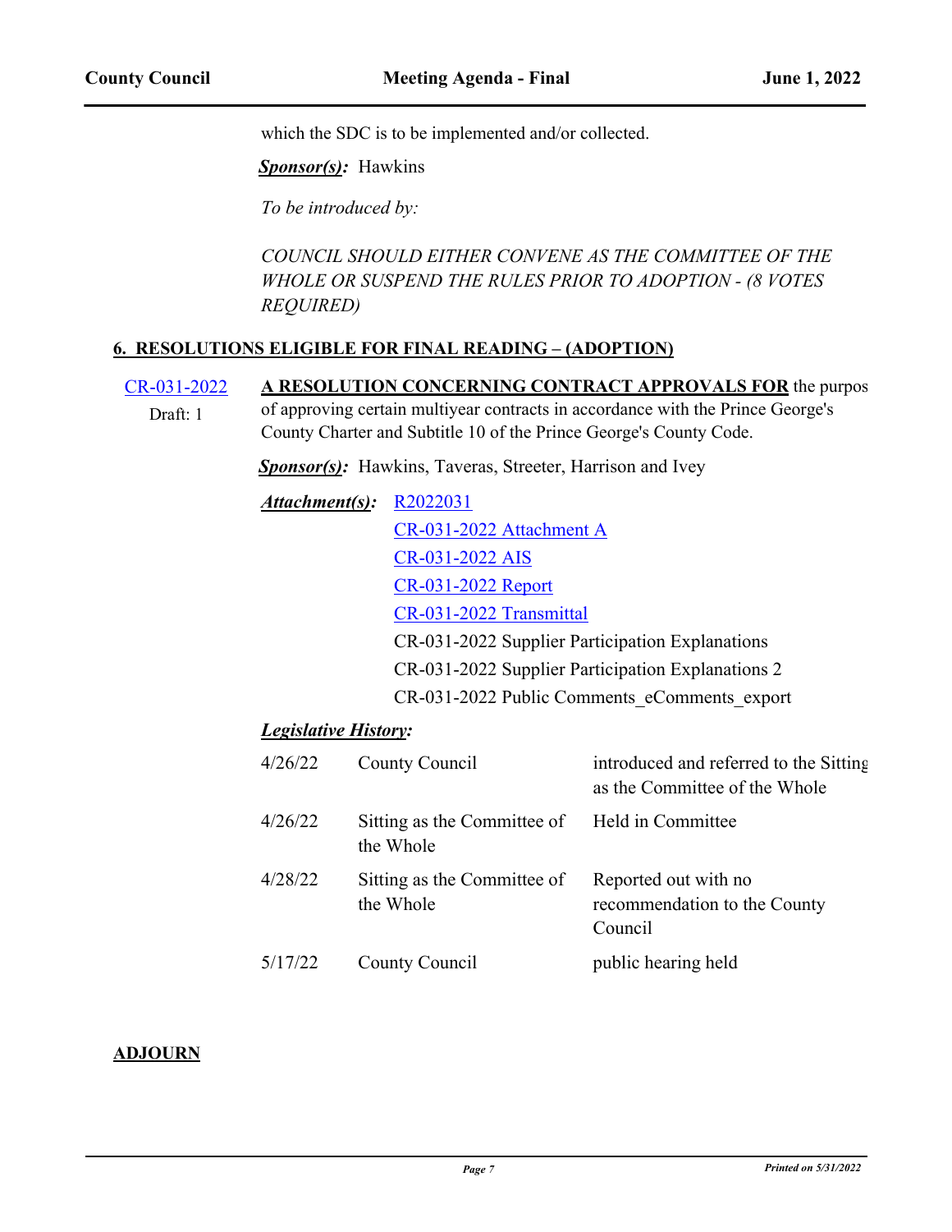which the SDC is to be implemented and/or collected.

***Sponsor(s):*** Hawkins

*To be introduced by:*

*COUNCIL SHOULD EITHER CONVENE AS THE COMMITTEE OF THE WHOLE OR SUSPEND THE RULES PRIOR TO ADOPTION - (8 VOTES REQUIRED)*

## 6. RESOLUTIONS ELIGIBLE FOR FINAL READING – (ADOPTION)

CR-031-2022
Draft: 1

**A RESOLUTION CONCERNING CONTRACT APPROVALS FOR** the purpos of approving certain multiyear contracts in accordance with the Prince George's County Charter and Subtitle 10 of the Prince George's County Code.

***Sponsor(s):*** Hawkins, Taveras, Streeter, Harrison and Ivey

***Attachment(s):***
R2022031
CR-031-2022 Attachment A
CR-031-2022 AIS
CR-031-2022 Report
CR-031-2022 Transmittal
CR-031-2022 Supplier Participation Explanations
CR-031-2022 Supplier Participation Explanations 2
CR-031-2022 Public Comments_eComments_export

***Legislative History:***

| | | |
|---|---|---|
| 4/26/22 | County Council | introduced and referred to the Sitting as the Committee of the Whole |
| 4/26/22 | Sitting as the Committee of the Whole | Held in Committee |
| 4/28/22 | Sitting as the Committee of the Whole | Reported out with no recommendation to the County Council |
| 5/17/22 | County Council | public hearing held |

## ADJOURN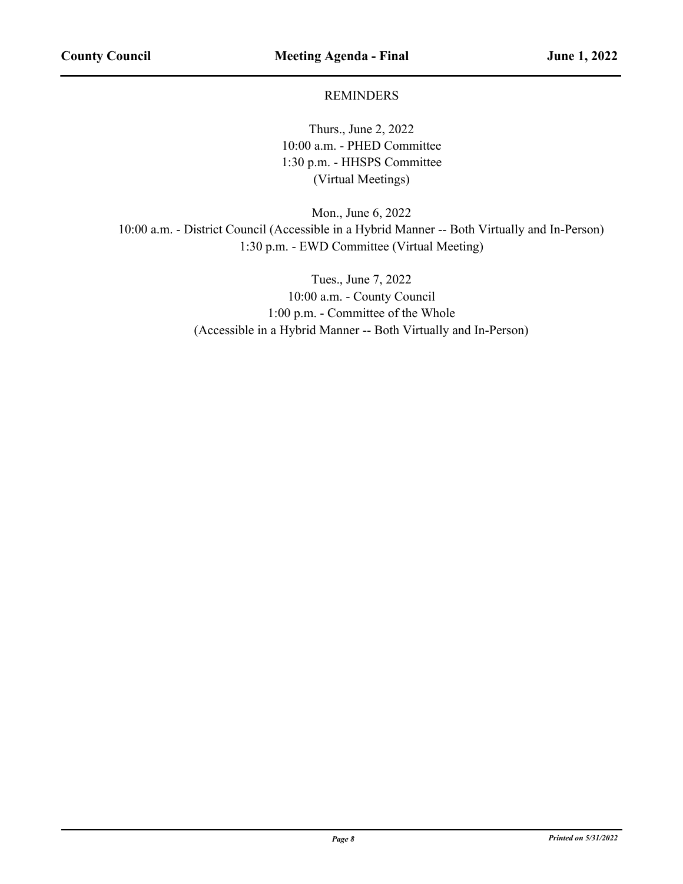## REMINDERS

Thurs., June 2, 2022
10:00 a.m. - PHED Committee
1:30 p.m. - HHSPS Committee
(Virtual Meetings)

Mon., June 6, 2022
10:00 a.m. - District Council (Accessible in a Hybrid Manner -- Both Virtually and In-Person)
1:30 p.m. - EWD Committee (Virtual Meeting)

Tues., June 7, 2022
10:00 a.m. - County Council
1:00 p.m. - Committee of the Whole
(Accessible in a Hybrid Manner -- Both Virtually and In-Person)